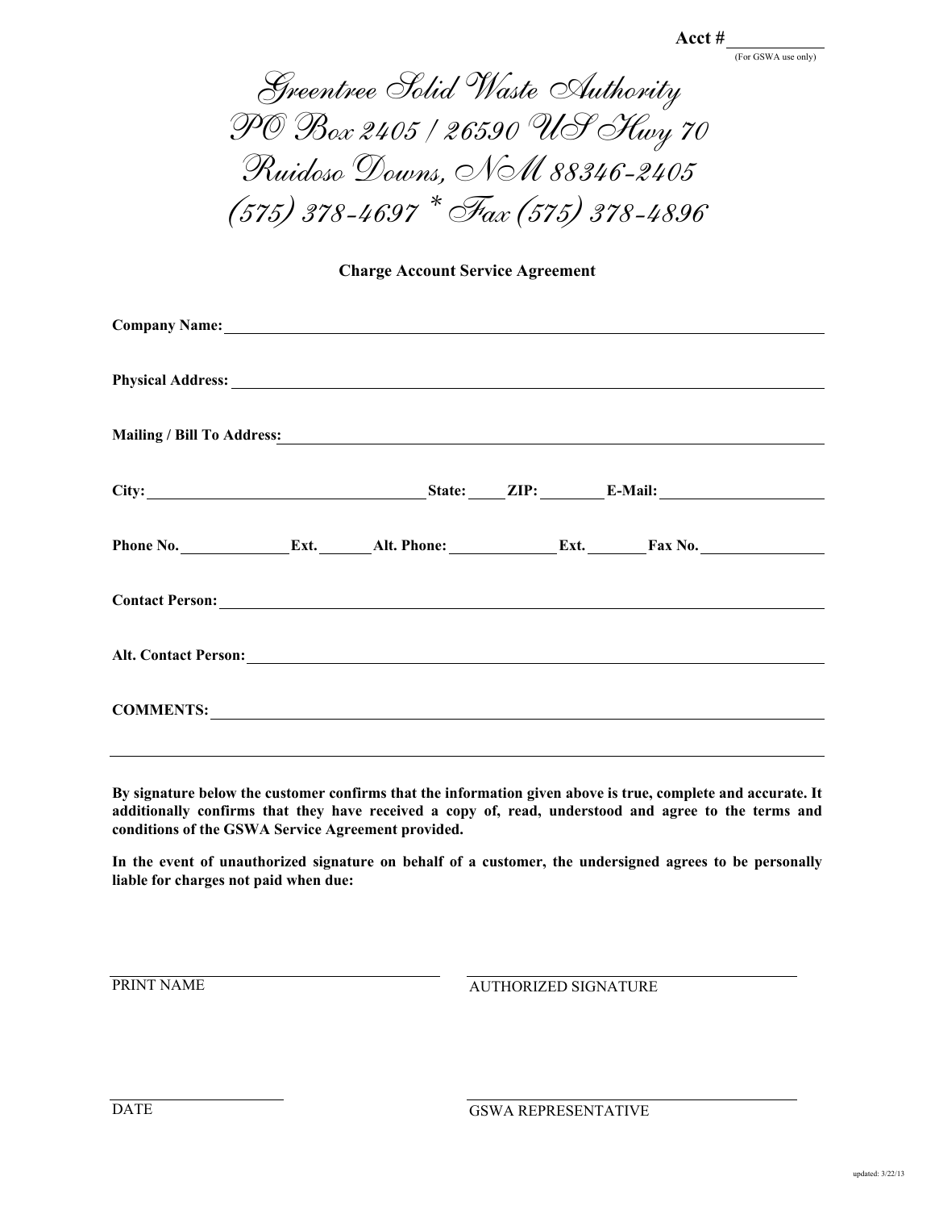**Acct #** \_\_\_\_\_\_\_\_\_\_
(For GSWA use only)

# Greentree Solid Waste Authority

**PO Box 2405 / 26590 US Hwy 70**

**Ruidoso Downs, NM 88346-2405**

**(575) 378-4697 * Fax (575) 378-4896**

## Charge Account Service Agreement

**Company Name:** \_\_\_\_\_\_\_\_\_\_\_\_\_\_\_\_\_\_\_\_\_\_\_\_\_\_\_\_\_\_\_\_\_\_\_\_\_\_\_\_

**Physical Address:** \_\_\_\_\_\_\_\_\_\_\_\_\_\_\_\_\_\_\_\_\_\_\_\_\_\_\_\_\_\_\_\_\_\_\_\_\_\_\_\_

**Mailing / Bill To Address:** \_\_\_\_\_\_\_\_\_\_\_\_\_\_\_\_\_\_\_\_\_\_\_\_\_\_\_\_\_\_\_\_\_\_\_\_\_\_\_\_

**City:** \_\_\_\_\_\_\_\_\_\_\_\_\_\_\_\_\_\_\_\_ **State:** \_\_\_\_\_ **ZIP:** \_\_\_\_\_\_\_\_ **E-Mail:** \_\_\_\_\_\_\_\_\_\_\_\_\_\_\_\_\_\_\_\_

**Phone No.** \_\_\_\_\_\_\_\_\_\_\_\_ **Ext.** \_\_\_\_\_\_ **Alt. Phone:** \_\_\_\_\_\_\_\_\_\_\_\_ **Ext.** \_\_\_\_\_\_ **Fax No.** \_\_\_\_\_\_\_\_\_\_\_\_

**Contact Person:** \_\_\_\_\_\_\_\_\_\_\_\_\_\_\_\_\_\_\_\_\_\_\_\_\_\_\_\_\_\_\_\_\_\_\_\_\_\_\_\_

**Alt. Contact Person:** \_\_\_\_\_\_\_\_\_\_\_\_\_\_\_\_\_\_\_\_\_\_\_\_\_\_\_\_\_\_\_\_\_\_\_\_\_\_\_\_

**COMMENTS:** \_\_\_\_\_\_\_\_\_\_\_\_\_\_\_\_\_\_\_\_\_\_\_\_\_\_\_\_\_\_\_\_\_\_\_\_\_\_\_\_

\_\_\_\_\_\_\_\_\_\_\_\_\_\_\_\_\_\_\_\_\_\_\_\_\_\_\_\_\_\_\_\_\_\_\_\_\_\_\_\_\_\_\_\_\_\_\_\_\_\_\_\_\_\_

**By signature below the customer confirms that the information given above is true, complete and accurate. It additionally confirms that they have received a copy of, read, understood and agree to the terms and conditions of the GSWA Service Agreement provided.**

**In the event of unauthorized signature on behalf of a customer, the undersigned agrees to be personally liable for charges not paid when due:**

\_\_\_\_\_\_\_\_\_\_\_\_\_\_\_\_\_\_\_\_\_\_\_\_\_\_\_\_\_\_ \_\_\_\_\_\_\_\_\_\_\_\_\_\_\_\_\_\_\_\_\_\_\_\_\_\_\_\_\_\_
PRINT NAME AUTHORIZED SIGNATURE

\_\_\_\_\_\_\_\_\_\_\_\_\_\_\_\_\_\_\_\_ \_\_\_\_\_\_\_\_\_\_\_\_\_\_\_\_\_\_\_\_\_\_\_\_\_\_\_\_\_\_
DATE GSWA REPRESENTATIVE

updated: 3/22/13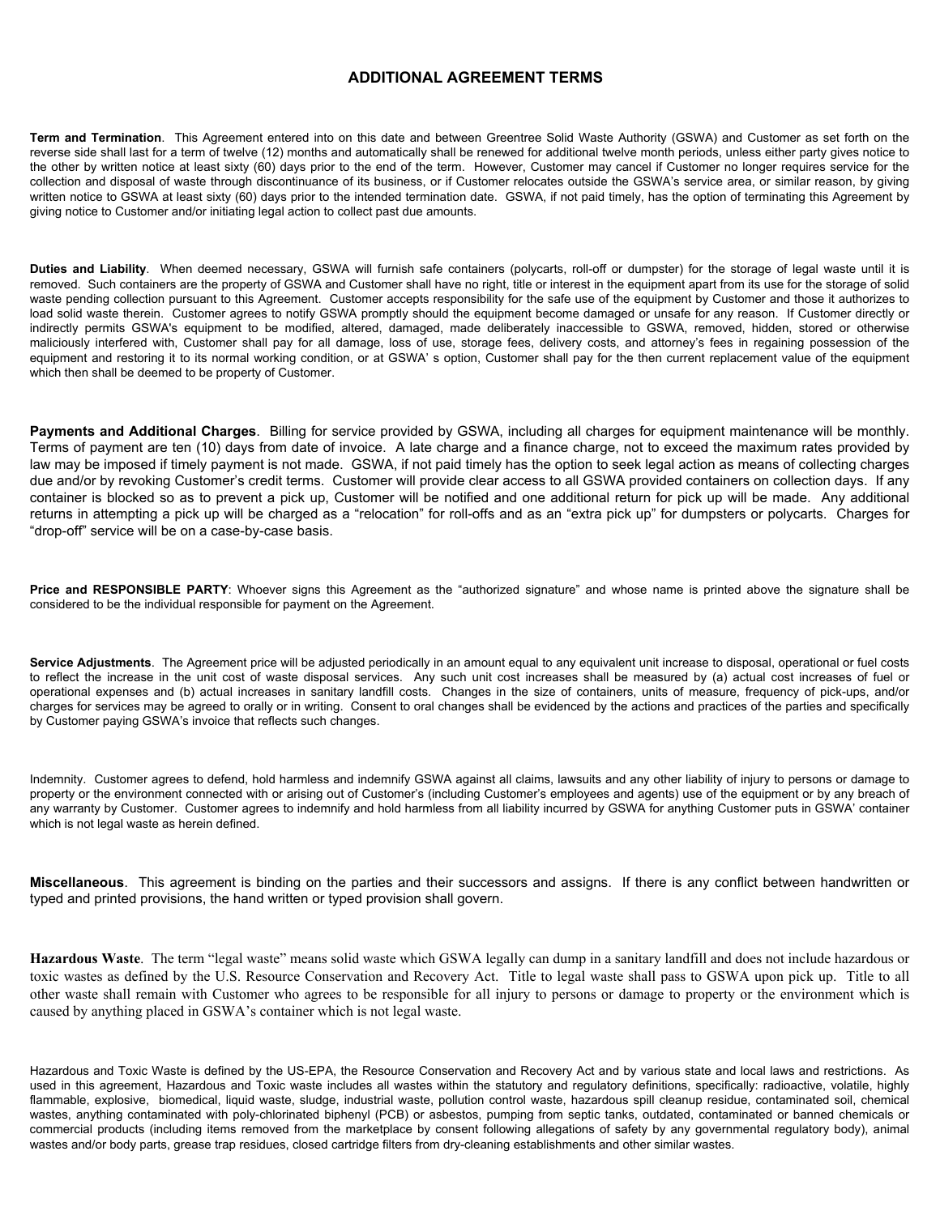# ADDITIONAL AGREEMENT TERMS

**Term and Termination**. This Agreement entered into on this date between Greentree Solid Waste Authority (GSWA) and Customer as set forth on the reverse side shall last for a term of twelve (12) months and automatically shall be renewed for additional twelve month periods, unless either party gives notice to the other by written notice at least sixty (60) days prior to the end of the term. However, Customer may cancel if Customer no longer requires service for the collection and disposal of waste through discontinuance of its business, or if Customer relocates outside the GSWA's service area, or similar reason, by giving written notice to GSWA at least sixty (60) days prior to the intended termination date. GSWA, if not paid timely, has the option of terminating this Agreement by giving notice to Customer and/or initiating legal action to collect past due amounts.

**Duties and Liability**. When deemed necessary, GSWA will furnish safe containers (polycarts, roll-off or dumpster) for the storage of legal waste until it is removed. Such containers are the property of GSWA and Customer shall have no right, title or interest in the equipment apart from its use for the storage of solid waste pending collection pursuant to this Agreement. Customer accepts responsibility for the safe use of the equipment by Customer and those it authorizes to load solid waste therein. Customer agrees to notify GSWA promptly should the equipment become damaged or unsafe for any reason. If Customer directly or indirectly permits GSWA's equipment to be modified, altered, damaged, made deliberately inaccessible to GSWA, removed, hidden, stored or otherwise maliciously interfered with, Customer shall pay for all damage, loss of use, storage fees, delivery costs, and attorney's fees in regaining possession of the equipment and restoring it to its normal working condition, or at GSWA' s option, Customer shall pay for the then current replacement value of the equipment which then shall be deemed to be property of Customer.

**Payments and Additional Charges**. Billing for service provided by GSWA, including all charges for equipment maintenance will be monthly. Terms of payment are ten (10) days from date of invoice. A late charge and a finance charge, not to exceed the maximum rates provided by law may be imposed if timely payment is not made. GSWA, if not paid timely has the option to seek legal action as means of collecting charges due and/or by revoking Customer's credit terms. Customer will provide clear access to all GSWA provided containers on collection days. If any container is blocked so as to prevent a pick up, Customer will be notified and one additional return for pick up will be made. Any additional returns in attempting a pick up will be charged as a "relocation" for roll-offs and as an "extra pick up" for dumpsters or polycarts. Charges for "drop-off" service will be on a case-by-case basis.

**Price and RESPONSIBLE PARTY**: Whoever signs this Agreement as the "authorized signature" and whose name is printed above the signature shall be considered to be the individual responsible for payment on the Agreement.

**Service Adjustments**. The Agreement price will be adjusted periodically in an amount equal to any equivalent unit increase to disposal, operational or fuel costs to reflect the increase in the unit cost of waste disposal services. Any such unit cost increases shall be measured by (a) actual cost increases of fuel or operational expenses and (b) actual increases in sanitary landfill costs. Changes in the size of containers, units of measure, frequency of pick-ups, and/or charges for services may be agreed to orally or in writing. Consent to oral changes shall be evidenced by the actions and practices of the parties and specifically by Customer paying GSWA's invoice that reflects such changes.

Indemnity. Customer agrees to defend, hold harmless and indemnify GSWA against all claims, lawsuits and any other liability of injury to persons or damage to property or the environment connected with or arising out of Customer's (including Customer's employees and agents) use of the equipment or by any breach of any warranty by Customer. Customer agrees to indemnify and hold harmless from all liability incurred by GSWA for anything Customer puts in GSWA' container which is not legal waste as herein defined.

**Miscellaneous**. This agreement is binding on the parties and their successors and assigns. If there is any conflict between handwritten or typed and printed provisions, the hand written or typed provision shall govern.

**Hazardous Waste**. The term "legal waste" means solid waste which GSWA legally can dump in a sanitary landfill and does not include hazardous or toxic wastes as defined by the U.S. Resource Conservation and Recovery Act. Title to legal waste shall pass to GSWA upon pick up. Title to all other waste shall remain with Customer who agrees to be responsible for all injury to persons or damage to property or the environment which is caused by anything placed in GSWA's container which is not legal waste.

Hazardous and Toxic Waste is defined by the US-EPA, the Resource Conservation and Recovery Act and by various state and local laws and restrictions. As used in this agreement, Hazardous and Toxic waste includes all wastes within the statutory and regulatory definitions, specifically: radioactive, volatile, highly flammable, explosive, biomedical, liquid waste, sludge, industrial waste, pollution control waste, hazardous spill cleanup residue, contaminated soil, chemical wastes, anything contaminated with poly-chlorinated biphenyl (PCB) or asbestos, pumping from septic tanks, outdated, contaminated or banned chemicals or commercial products (including items removed from the marketplace by consent following allegations of safety by any governmental regulatory body), animal wastes and/or body parts, grease trap residues, closed cartridge filters from dry-cleaning establishments and other similar wastes.